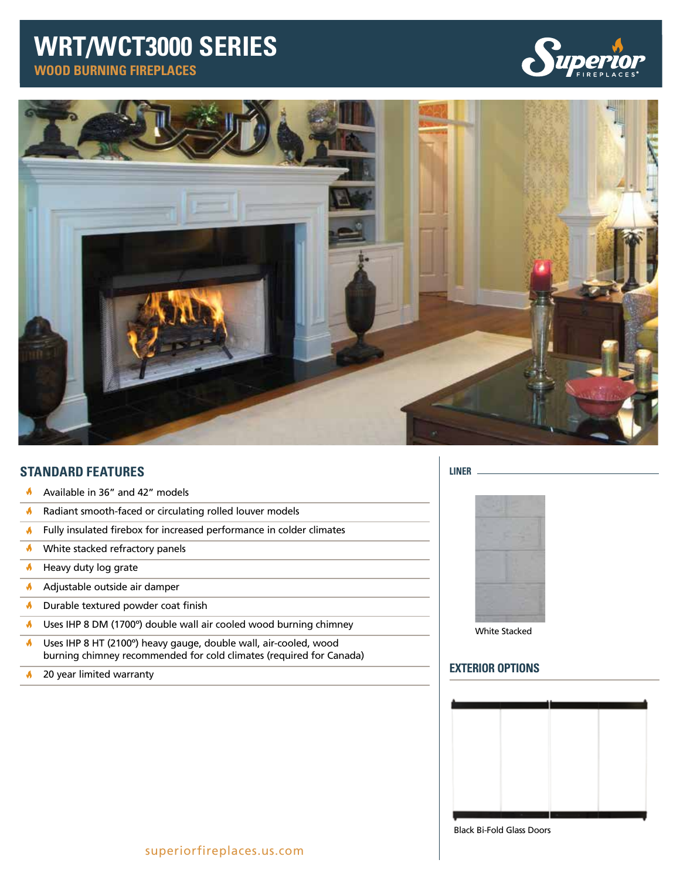# WRT/WCT3000 SERIES

## WOOD BURNING FIREPLACES

## STANDARD FEATURES

- Available in 36" and 42" models
- Radiant smooth-faced or circulating rolled louver models
- Fully insulated firebox for increased performance in colder climates
- White stacked refractory panels
- Heavy duty log grate
- Adjustable outside air damper
- Durable textured powder coat finish
- Uses IHP 8 DM (1700º) double wall air cooled wood burning chimney
- Uses IHP 8 HT (2100º) heavy gauge, double wall, air-cooled, wood burning chimney recommended for cold climates (required for Canada)
- 20 year limited warranty

### LINER

White Stacked

## EXTERIOR OPTIONS

Black Bi-Fold Glass Doors

superiorfireplaces.us.com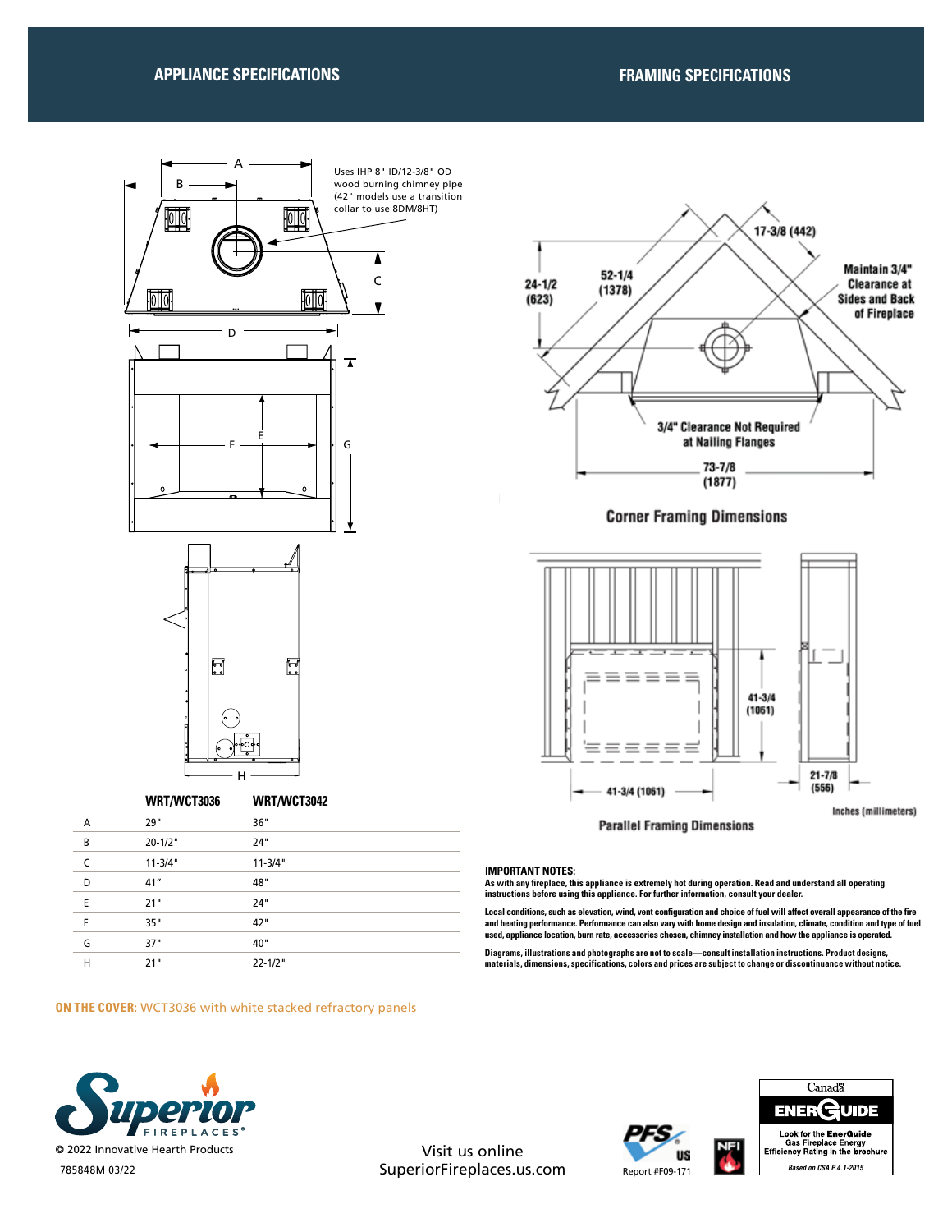## APPLIANCE SPECIFICATIONS

Uses IHP 8" ID/12-3/8" OD wood burning chimney pipe (42" models use a transition collar to use 8DM/8HT)

A
B
C
D
E
F
G
H

| | WRT/WCT3036 | WRT/WCT3042 |
|---|---|---|
| A | 29" | 36" |
| B | 20-1/2" | 24" |
| C | 11-3/4" | 11-3/4" |
| D | 41" | 48" |
| E | 21" | 24" |
| F | 35" | 42" |
| G | 37" | 40" |
| H | 21" | 22-1/2" |

**ON THE COVER:** WCT3036 with white stacked refractory panels

## FRAMING SPECIFICATIONS

17-3/8 (442)
24-1/2 (623)
52-1/4 (1378)
Maintain 3/4" Clearance at Sides and Back of Fireplace
3/4" Clearance Not Required at Nailing Flanges
73-7/8 (1877)

**Corner Framing Dimensions**

41-3/4 (1061)
41-3/4 (1061)
21-7/8 (556)
Inches (millimeters)

**Parallel Framing Dimensions**

**IMPORTANT NOTES:**

As with any fireplace, this appliance is extremely hot during operation. Read and understand all operating instructions before using this appliance. For further information, consult your dealer.

Local conditions, such as elevation, wind, vent configuration and choice of fuel will affect overall appearance of the fire and heating performance. Performance can also vary with home design and insulation, climate, condition and type of fuel used, appliance location, burn rate, accessories chosen, chimney installation and how the appliance is operated.

Diagrams, illustrations and photographs are not to scale—consult installation instructions. Product designs, materials, dimensions, specifications, colors and prices are subject to change or discontinuance without notice.

Superior FIREPLACES®

© 2022 Innovative Hearth Products

785848M 03/22

Visit us online
SuperiorFireplaces.us.com

PFS US
Report #F09-171

NFI

Canada
ENERGUIDE
Look for the EnerGuide Gas Fireplace Energy Efficiency Rating in the brochure
Based on CSA P.4.1-2015